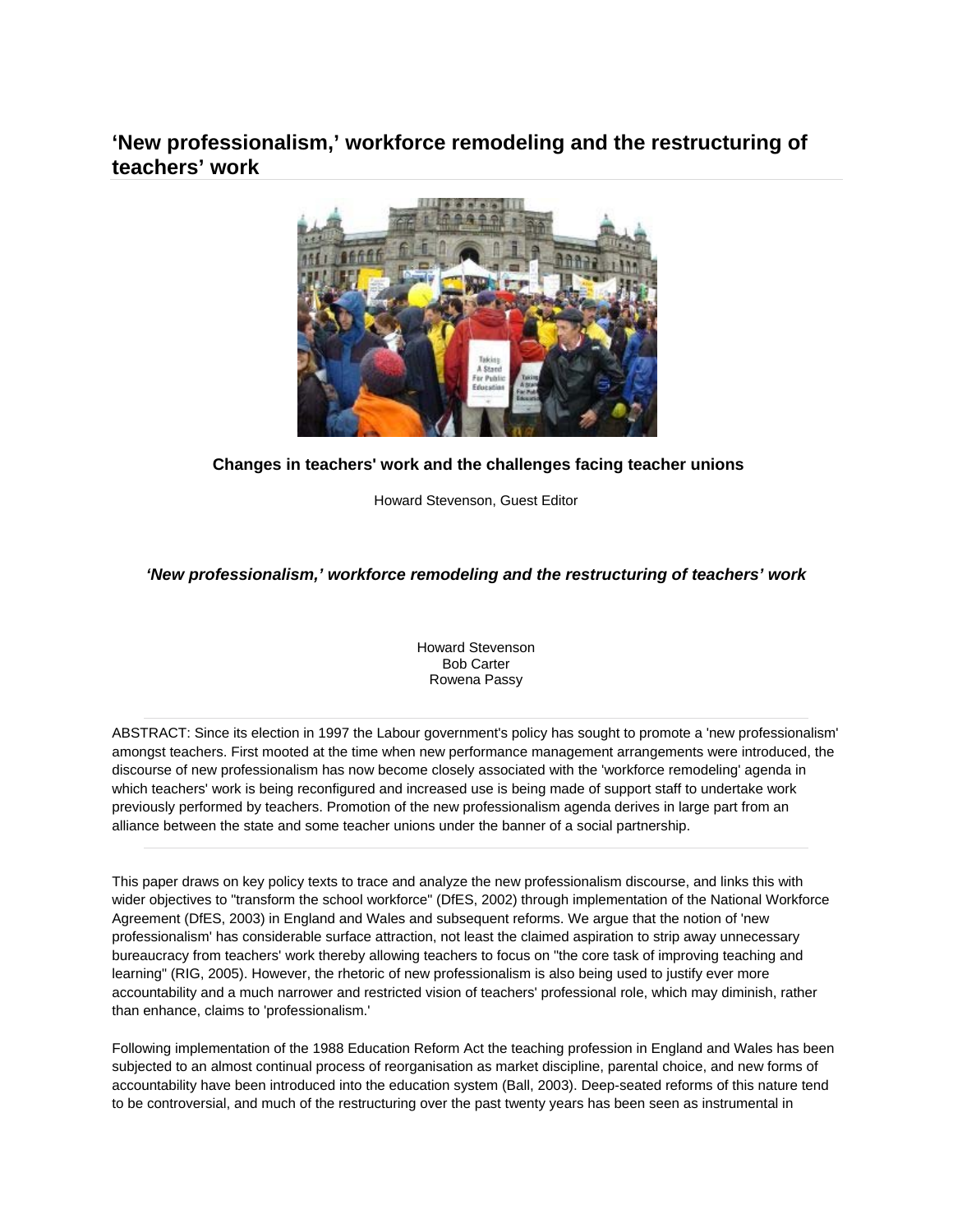# 'New professionalism,' workforce remodeling and the restructuring of teachers' work

### Changes in teachers' work and the challenges facing teacher unions

Howard Stevenson, Guest Editor

## *'New professionalism,' workforce remodeling and the restructuring of teachers' work*

Howard Stevenson
Bob Carter
Rowena Passy

---

ABSTRACT: Since its election in 1997 the Labour government's policy has sought to promote a 'new professionalism' amongst teachers. First mooted at the time when new performance management arrangements were introduced, the discourse of new professionalism has now become closely associated with the 'workforce remodeling' agenda in which teachers' work is being reconfigured and increased use is being made of support staff to undertake work previously performed by teachers. Promotion of the new professionalism agenda derives in large part from an alliance between the state and some teacher unions under the banner of a social partnership.

---

This paper draws on key policy texts to trace and analyze the new professionalism discourse, and links this with wider objectives to "transform the school workforce" (DfES, 2002) through implementation of the National Workforce Agreement (DfES, 2003) in England and Wales and subsequent reforms. We argue that the notion of 'new professionalism' has considerable surface attraction, not least the claimed aspiration to strip away unnecessary bureaucracy from teachers' work thereby allowing teachers to focus on "the core task of improving teaching and learning" (RIG, 2005). However, the rhetoric of new professionalism is also being used to justify ever more accountability and a much narrower and restricted vision of teachers' professional role, which may diminish, rather than enhance, claims to 'professionalism.'

Following implementation of the 1988 Education Reform Act the teaching profession in England and Wales has been subjected to an almost continual process of reorganisation as market discipline, parental choice, and new forms of accountability have been introduced into the education system (Ball, 2003). Deep-seated reforms of this nature tend to be controversial, and much of the restructuring over the past twenty years has been seen as instrumental in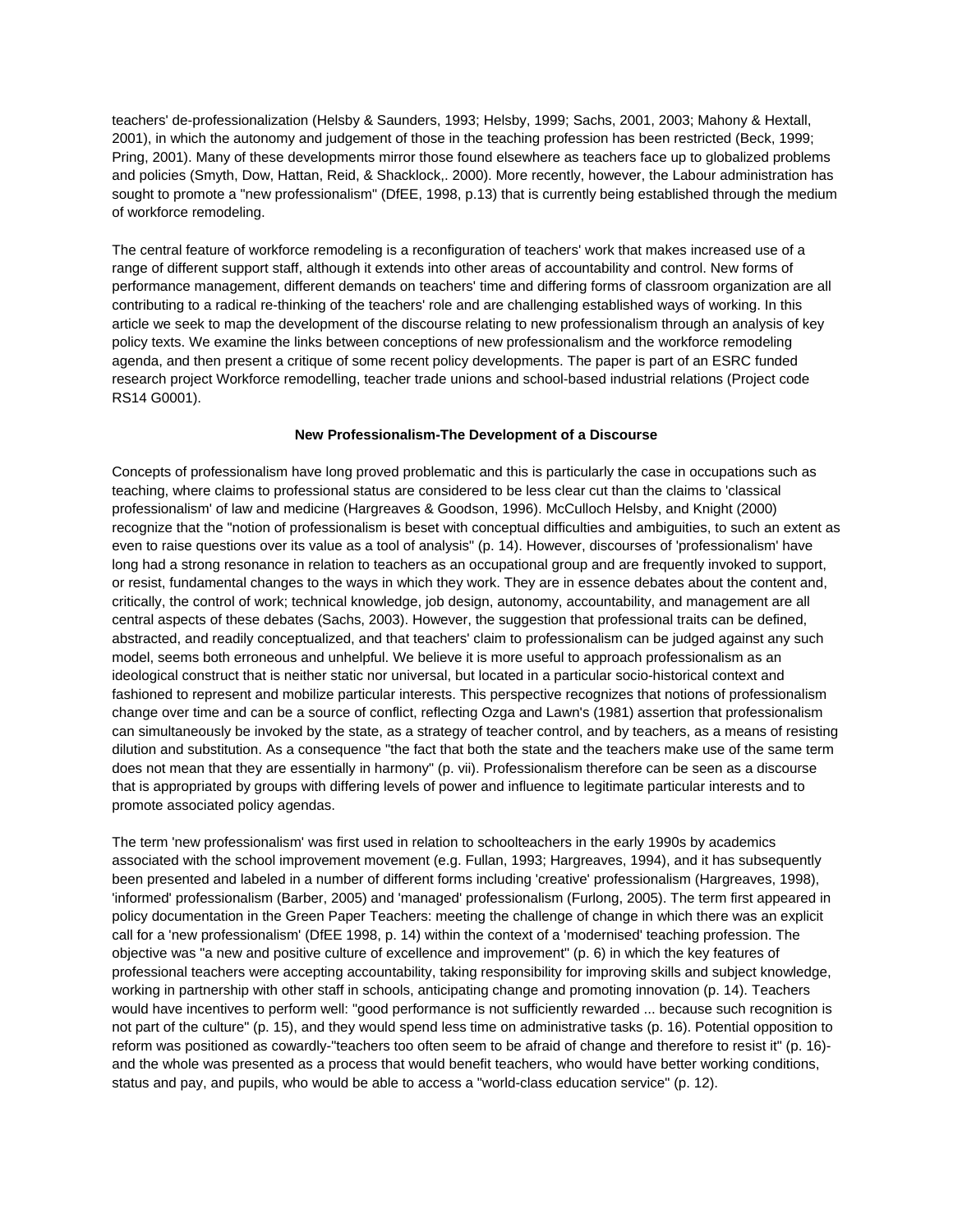teachers' de-professionalization (Helsby & Saunders, 1993; Helsby, 1999; Sachs, 2001, 2003; Mahony & Hextall, 2001), in which the autonomy and judgement of those in the teaching profession has been restricted (Beck, 1999; Pring, 2001). Many of these developments mirror those found elsewhere as teachers face up to globalized problems and policies (Smyth, Dow, Hattan, Reid, & Shacklock,. 2000). More recently, however, the Labour administration has sought to promote a "new professionalism" (DfEE, 1998, p.13) that is currently being established through the medium of workforce remodeling.

The central feature of workforce remodeling is a reconfiguration of teachers' work that makes increased use of a range of different support staff, although it extends into other areas of accountability and control. New forms of performance management, different demands on teachers' time and differing forms of classroom organization are all contributing to a radical re-thinking of the teachers' role and are challenging established ways of working. In this article we seek to map the development of the discourse relating to new professionalism through an analysis of key policy texts. We examine the links between conceptions of new professionalism and the workforce remodeling agenda, and then present a critique of some recent policy developments. The paper is part of an ESRC funded research project Workforce remodelling, teacher trade unions and school-based industrial relations (Project code RS14 G0001).

## New Professionalism-The Development of a Discourse

Concepts of professionalism have long proved problematic and this is particularly the case in occupations such as teaching, where claims to professional status are considered to be less clear cut than the claims to 'classical professionalism' of law and medicine (Hargreaves & Goodson, 1996). McCulloch Helsby, and Knight (2000) recognize that the "notion of professionalism is beset with conceptual difficulties and ambiguities, to such an extent as even to raise questions over its value as a tool of analysis" (p. 14). However, discourses of 'professionalism' have long had a strong resonance in relation to teachers as an occupational group and are frequently invoked to support, or resist, fundamental changes to the ways in which they work. They are in essence debates about the content and, critically, the control of work; technical knowledge, job design, autonomy, accountability, and management are all central aspects of these debates (Sachs, 2003). However, the suggestion that professional traits can be defined, abstracted, and readily conceptualized, and that teachers' claim to professionalism can be judged against any such model, seems both erroneous and unhelpful. We believe it is more useful to approach professionalism as an ideological construct that is neither static nor universal, but located in a particular socio-historical context and fashioned to represent and mobilize particular interests. This perspective recognizes that notions of professionalism change over time and can be a source of conflict, reflecting Ozga and Lawn's (1981) assertion that professionalism can simultaneously be invoked by the state, as a strategy of teacher control, and by teachers, as a means of resisting dilution and substitution. As a consequence "the fact that both the state and the teachers make use of the same term does not mean that they are essentially in harmony" (p. vii). Professionalism therefore can be seen as a discourse that is appropriated by groups with differing levels of power and influence to legitimate particular interests and to promote associated policy agendas.

The term 'new professionalism' was first used in relation to schoolteachers in the early 1990s by academics associated with the school improvement movement (e.g. Fullan, 1993; Hargreaves, 1994), and it has subsequently been presented and labeled in a number of different forms including 'creative' professionalism (Hargreaves, 1998), 'informed' professionalism (Barber, 2005) and 'managed' professionalism (Furlong, 2005). The term first appeared in policy documentation in the Green Paper Teachers: meeting the challenge of change in which there was an explicit call for a 'new professionalism' (DfEE 1998, p. 14) within the context of a 'modernised' teaching profession. The objective was "a new and positive culture of excellence and improvement" (p. 6) in which the key features of professional teachers were accepting accountability, taking responsibility for improving skills and subject knowledge, working in partnership with other staff in schools, anticipating change and promoting innovation (p. 14). Teachers would have incentives to perform well: "good performance is not sufficiently rewarded ... because such recognition is not part of the culture" (p. 15), and they would spend less time on administrative tasks (p. 16). Potential opposition to reform was positioned as cowardly-"teachers too often seem to be afraid of change and therefore to resist it" (p. 16)- and the whole was presented as a process that would benefit teachers, who would have better working conditions, status and pay, and pupils, who would be able to access a "world-class education service" (p. 12).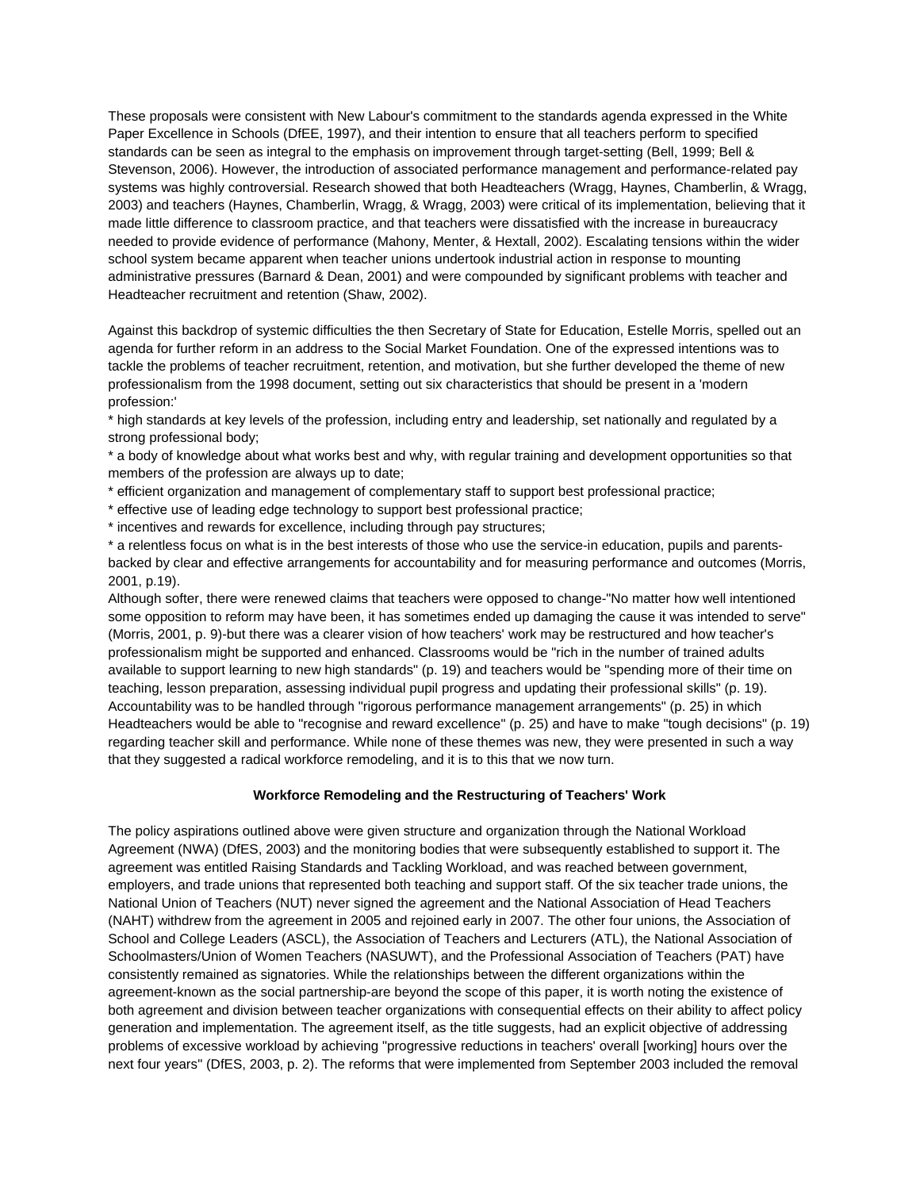These proposals were consistent with New Labour's commitment to the standards agenda expressed in the White Paper Excellence in Schools (DfEE, 1997), and their intention to ensure that all teachers perform to specified standards can be seen as integral to the emphasis on improvement through target-setting (Bell, 1999; Bell & Stevenson, 2006). However, the introduction of associated performance management and performance-related pay systems was highly controversial. Research showed that both Headteachers (Wragg, Haynes, Chamberlin, & Wragg, 2003) and teachers (Haynes, Chamberlin, Wragg, & Wragg, 2003) were critical of its implementation, believing that it made little difference to classroom practice, and that teachers were dissatisfied with the increase in bureaucracy needed to provide evidence of performance (Mahony, Menter, & Hextall, 2002). Escalating tensions within the wider school system became apparent when teacher unions undertook industrial action in response to mounting administrative pressures (Barnard & Dean, 2001) and were compounded by significant problems with teacher and Headteacher recruitment and retention (Shaw, 2002).

Against this backdrop of systemic difficulties the then Secretary of State for Education, Estelle Morris, spelled out an agenda for further reform in an address to the Social Market Foundation. One of the expressed intentions was to tackle the problems of teacher recruitment, retention, and motivation, but she further developed the theme of new professionalism from the 1998 document, setting out six characteristics that should be present in a 'modern profession:'

* high standards at key levels of the profession, including entry and leadership, set nationally and regulated by a strong professional body;
* a body of knowledge about what works best and why, with regular training and development opportunities so that members of the profession are always up to date;
* efficient organization and management of complementary staff to support best professional practice;
* effective use of leading edge technology to support best professional practice;
* incentives and rewards for excellence, including through pay structures;
* a relentless focus on what is in the best interests of those who use the service-in education, pupils and parents-backed by clear and effective arrangements for accountability and for measuring performance and outcomes (Morris, 2001, p.19).

Although softer, there were renewed claims that teachers were opposed to change-"No matter how well intentioned some opposition to reform may have been, it has sometimes ended up damaging the cause it was intended to serve" (Morris, 2001, p. 9)-but there was a clearer vision of how teachers' work may be restructured and how teacher's professionalism might be supported and enhanced. Classrooms would be "rich in the number of trained adults available to support learning to new high standards" (p. 19) and teachers would be "spending more of their time on teaching, lesson preparation, assessing individual pupil progress and updating their professional skills" (p. 19). Accountability was to be handled through "rigorous performance management arrangements" (p. 25) in which Headteachers would be able to "recognise and reward excellence" (p. 25) and have to make "tough decisions" (p. 19) regarding teacher skill and performance. While none of these themes was new, they were presented in such a way that they suggested a radical workforce remodeling, and it is to this that we now turn.

## Workforce Remodeling and the Restructuring of Teachers' Work

The policy aspirations outlined above were given structure and organization through the National Workload Agreement (NWA) (DfES, 2003) and the monitoring bodies that were subsequently established to support it. The agreement was entitled Raising Standards and Tackling Workload, and was reached between government, employers, and trade unions that represented both teaching and support staff. Of the six teacher trade unions, the National Union of Teachers (NUT) never signed the agreement and the National Association of Head Teachers (NAHT) withdrew from the agreement in 2005 and rejoined early in 2007. The other four unions, the Association of School and College Leaders (ASCL), the Association of Teachers and Lecturers (ATL), the National Association of Schoolmasters/Union of Women Teachers (NASUWT), and the Professional Association of Teachers (PAT) have consistently remained as signatories. While the relationships between the different organizations within the agreement-known as the social partnership-are beyond the scope of this paper, it is worth noting the existence of both agreement and division between teacher organizations with consequential effects on their ability to affect policy generation and implementation. The agreement itself, as the title suggests, had an explicit objective of addressing problems of excessive workload by achieving "progressive reductions in teachers' overall [working] hours over the next four years" (DfES, 2003, p. 2). The reforms that were implemented from September 2003 included the removal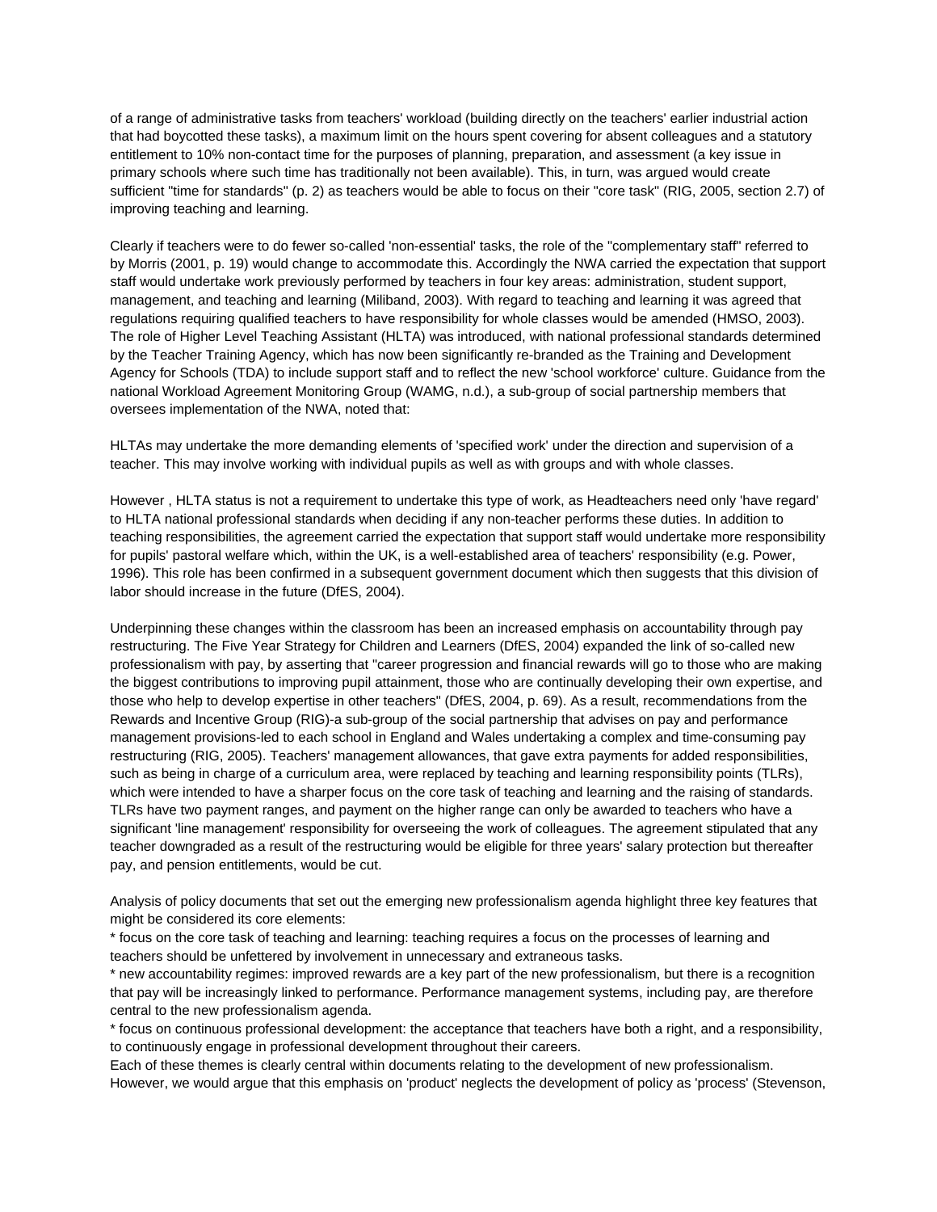of a range of administrative tasks from teachers' workload (building directly on the teachers' earlier industrial action that had boycotted these tasks), a maximum limit on the hours spent covering for absent colleagues and a statutory entitlement to 10% non-contact time for the purposes of planning, preparation, and assessment (a key issue in primary schools where such time has traditionally not been available). This, in turn, was argued would create sufficient "time for standards" (p. 2) as teachers would be able to focus on their "core task" (RIG, 2005, section 2.7) of improving teaching and learning.

Clearly if teachers were to do fewer so-called 'non-essential' tasks, the role of the "complementary staff" referred to by Morris (2001, p. 19) would change to accommodate this. Accordingly the NWA carried the expectation that support staff would undertake work previously performed by teachers in four key areas: administration, student support, management, and teaching and learning (Miliband, 2003). With regard to teaching and learning it was agreed that regulations requiring qualified teachers to have responsibility for whole classes would be amended (HMSO, 2003). The role of Higher Level Teaching Assistant (HLTA) was introduced, with national professional standards determined by the Teacher Training Agency, which has now been significantly re-branded as the Training and Development Agency for Schools (TDA) to include support staff and to reflect the new 'school workforce' culture. Guidance from the national Workload Agreement Monitoring Group (WAMG, n.d.), a sub-group of social partnership members that oversees implementation of the NWA, noted that:

HLTAs may undertake the more demanding elements of 'specified work' under the direction and supervision of a teacher. This may involve working with individual pupils as well as with groups and with whole classes.

However , HLTA status is not a requirement to undertake this type of work, as Headteachers need only 'have regard' to HLTA national professional standards when deciding if any non-teacher performs these duties. In addition to teaching responsibilities, the agreement carried the expectation that support staff would undertake more responsibility for pupils' pastoral welfare which, within the UK, is a well-established area of teachers' responsibility (e.g. Power, 1996). This role has been confirmed in a subsequent government document which then suggests that this division of labor should increase in the future (DfES, 2004).

Underpinning these changes within the classroom has been an increased emphasis on accountability through pay restructuring. The Five Year Strategy for Children and Learners (DfES, 2004) expanded the link of so-called new professionalism with pay, by asserting that "career progression and financial rewards will go to those who are making the biggest contributions to improving pupil attainment, those who are continually developing their own expertise, and those who help to develop expertise in other teachers" (DfES, 2004, p. 69). As a result, recommendations from the Rewards and Incentive Group (RIG)-a sub-group of the social partnership that advises on pay and performance management provisions-led to each school in England and Wales undertaking a complex and time-consuming pay restructuring (RIG, 2005). Teachers' management allowances, that gave extra payments for added responsibilities, such as being in charge of a curriculum area, were replaced by teaching and learning responsibility points (TLRs), which were intended to have a sharper focus on the core task of teaching and learning and the raising of standards. TLRs have two payment ranges, and payment on the higher range can only be awarded to teachers who have a significant 'line management' responsibility for overseeing the work of colleagues. The agreement stipulated that any teacher downgraded as a result of the restructuring would be eligible for three years' salary protection but thereafter pay, and pension entitlements, would be cut.

Analysis of policy documents that set out the emerging new professionalism agenda highlight three key features that might be considered its core elements:

* focus on the core task of teaching and learning: teaching requires a focus on the processes of learning and teachers should be unfettered by involvement in unnecessary and extraneous tasks.
* new accountability regimes: improved rewards are a key part of the new professionalism, but there is a recognition that pay will be increasingly linked to performance. Performance management systems, including pay, are therefore central to the new professionalism agenda.
* focus on continuous professional development: the acceptance that teachers have both a right, and a responsibility, to continuously engage in professional development throughout their careers.

Each of these themes is clearly central within documents relating to the development of new professionalism. However, we would argue that this emphasis on 'product' neglects the development of policy as 'process' (Stevenson,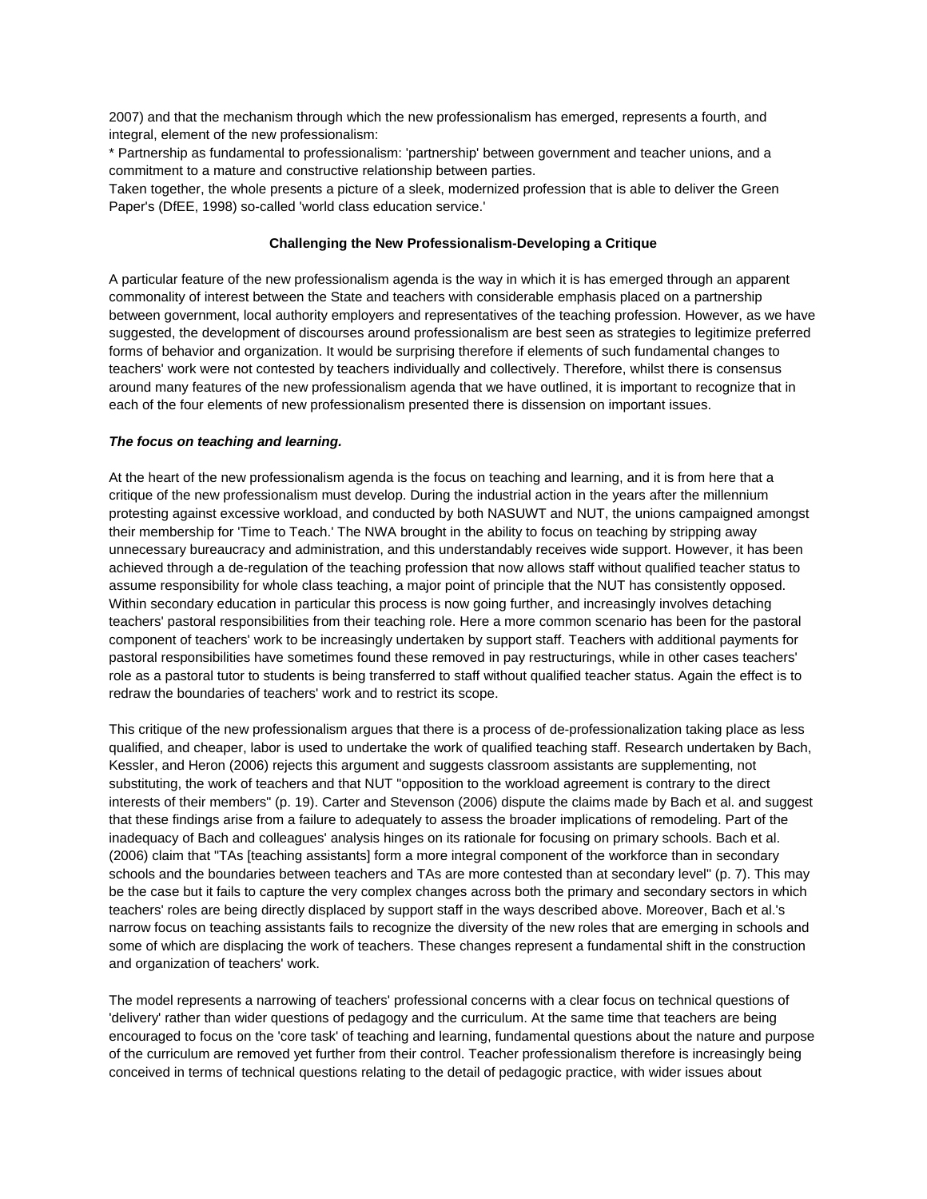2007) and that the mechanism through which the new professionalism has emerged, represents a fourth, and integral, element of the new professionalism:

* Partnership as fundamental to professionalism: 'partnership' between government and teacher unions, and a commitment to a mature and constructive relationship between parties.

Taken together, the whole presents a picture of a sleek, modernized profession that is able to deliver the Green Paper's (DfEE, 1998) so-called 'world class education service.'

**Challenging the New Professionalism-Developing a Critique**

A particular feature of the new professionalism agenda is the way in which it is has emerged through an apparent commonality of interest between the State and teachers with considerable emphasis placed on a partnership between government, local authority employers and representatives of the teaching profession. However, as we have suggested, the development of discourses around professionalism are best seen as strategies to legitimize preferred forms of behavior and organization. It would be surprising therefore if elements of such fundamental changes to teachers' work were not contested by teachers individually and collectively. Therefore, whilst there is consensus around many features of the new professionalism agenda that we have outlined, it is important to recognize that in each of the four elements of new professionalism presented there is dissension on important issues.

***The focus on teaching and learning.***

At the heart of the new professionalism agenda is the focus on teaching and learning, and it is from here that a critique of the new professionalism must develop. During the industrial action in the years after the millennium protesting against excessive workload, and conducted by both NASUWT and NUT, the unions campaigned amongst their membership for 'Time to Teach.' The NWA brought in the ability to focus on teaching by stripping away unnecessary bureaucracy and administration, and this understandably receives wide support. However, it has been achieved through a de-regulation of the teaching profession that now allows staff without qualified teacher status to assume responsibility for whole class teaching, a major point of principle that the NUT has consistently opposed. Within secondary education in particular this process is now going further, and increasingly involves detaching teachers' pastoral responsibilities from their teaching role. Here a more common scenario has been for the pastoral component of teachers' work to be increasingly undertaken by support staff. Teachers with additional payments for pastoral responsibilities have sometimes found these removed in pay restructurings, while in other cases teachers' role as a pastoral tutor to students is being transferred to staff without qualified teacher status. Again the effect is to redraw the boundaries of teachers' work and to restrict its scope.

This critique of the new professionalism argues that there is a process of de-professionalization taking place as less qualified, and cheaper, labor is used to undertake the work of qualified teaching staff. Research undertaken by Bach, Kessler, and Heron (2006) rejects this argument and suggests classroom assistants are supplementing, not substituting, the work of teachers and that NUT "opposition to the workload agreement is contrary to the direct interests of their members" (p. 19). Carter and Stevenson (2006) dispute the claims made by Bach et al. and suggest that these findings arise from a failure to adequately to assess the broader implications of remodeling. Part of the inadequacy of Bach and colleagues' analysis hinges on its rationale for focusing on primary schools. Bach et al. (2006) claim that "TAs [teaching assistants] form a more integral component of the workforce than in secondary schools and the boundaries between teachers and TAs are more contested than at secondary level" (p. 7). This may be the case but it fails to capture the very complex changes across both the primary and secondary sectors in which teachers' roles are being directly displaced by support staff in the ways described above. Moreover, Bach et al.'s narrow focus on teaching assistants fails to recognize the diversity of the new roles that are emerging in schools and some of which are displacing the work of teachers. These changes represent a fundamental shift in the construction and organization of teachers' work.

The model represents a narrowing of teachers' professional concerns with a clear focus on technical questions of 'delivery' rather than wider questions of pedagogy and the curriculum. At the same time that teachers are being encouraged to focus on the 'core task' of teaching and learning, fundamental questions about the nature and purpose of the curriculum are removed yet further from their control. Teacher professionalism therefore is increasingly being conceived in terms of technical questions relating to the detail of pedagogic practice, with wider issues about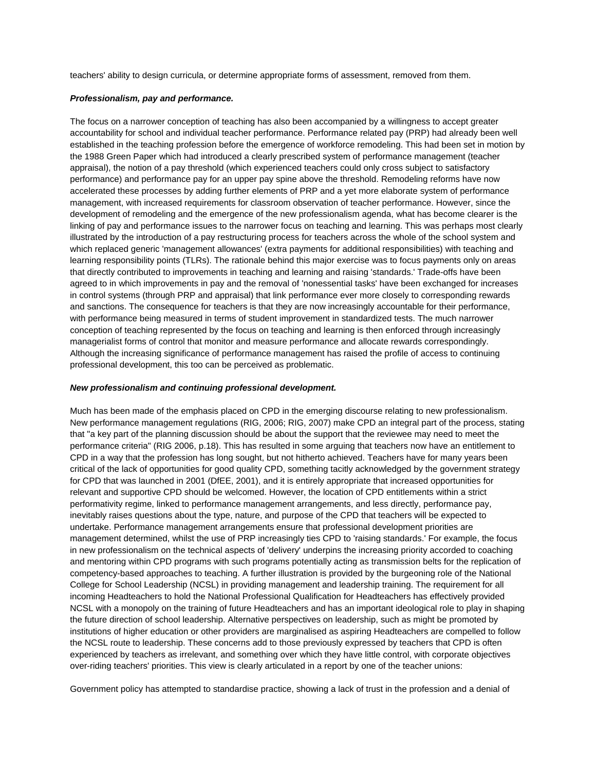teachers' ability to design curricula, or determine appropriate forms of assessment, removed from them.

***Professionalism, pay and performance.***

The focus on a narrower conception of teaching has also been accompanied by a willingness to accept greater accountability for school and individual teacher performance. Performance related pay (PRP) had already been well established in the teaching profession before the emergence of workforce remodeling. This had been set in motion by the 1988 Green Paper which had introduced a clearly prescribed system of performance management (teacher appraisal), the notion of a pay threshold (which experienced teachers could only cross subject to satisfactory performance) and performance pay for an upper pay spine above the threshold. Remodeling reforms have now accelerated these processes by adding further elements of PRP and a yet more elaborate system of performance management, with increased requirements for classroom observation of teacher performance. However, since the development of remodeling and the emergence of the new professionalism agenda, what has become clearer is the linking of pay and performance issues to the narrower focus on teaching and learning. This was perhaps most clearly illustrated by the introduction of a pay restructuring process for teachers across the whole of the school system and which replaced generic 'management allowances' (extra payments for additional responsibilities) with teaching and learning responsibility points (TLRs). The rationale behind this major exercise was to focus payments only on areas that directly contributed to improvements in teaching and learning and raising 'standards.' Trade-offs have been agreed to in which improvements in pay and the removal of 'nonessential tasks' have been exchanged for increases in control systems (through PRP and appraisal) that link performance ever more closely to corresponding rewards and sanctions. The consequence for teachers is that they are now increasingly accountable for their performance, with performance being measured in terms of student improvement in standardized tests. The much narrower conception of teaching represented by the focus on teaching and learning is then enforced through increasingly managerialist forms of control that monitor and measure performance and allocate rewards correspondingly. Although the increasing significance of performance management has raised the profile of access to continuing professional development, this too can be perceived as problematic.

***New professionalism and continuing professional development.***

Much has been made of the emphasis placed on CPD in the emerging discourse relating to new professionalism. New performance management regulations (RIG, 2006; RIG, 2007) make CPD an integral part of the process, stating that "a key part of the planning discussion should be about the support that the reviewee may need to meet the performance criteria" (RIG 2006, p.18). This has resulted in some arguing that teachers now have an entitlement to CPD in a way that the profession has long sought, but not hitherto achieved. Teachers have for many years been critical of the lack of opportunities for good quality CPD, something tacitly acknowledged by the government strategy for CPD that was launched in 2001 (DfEE, 2001), and it is entirely appropriate that increased opportunities for relevant and supportive CPD should be welcomed. However, the location of CPD entitlements within a strict performativity regime, linked to performance management arrangements, and less directly, performance pay, inevitably raises questions about the type, nature, and purpose of the CPD that teachers will be expected to undertake. Performance management arrangements ensure that professional development priorities are management determined, whilst the use of PRP increasingly ties CPD to 'raising standards.' For example, the focus in new professionalism on the technical aspects of 'delivery' underpins the increasing priority accorded to coaching and mentoring within CPD programs with such programs potentially acting as transmission belts for the replication of competency-based approaches to teaching. A further illustration is provided by the burgeoning role of the National College for School Leadership (NCSL) in providing management and leadership training. The requirement for all incoming Headteachers to hold the National Professional Qualification for Headteachers has effectively provided NCSL with a monopoly on the training of future Headteachers and has an important ideological role to play in shaping the future direction of school leadership. Alternative perspectives on leadership, such as might be promoted by institutions of higher education or other providers are marginalised as aspiring Headteachers are compelled to follow the NCSL route to leadership. These concerns add to those previously expressed by teachers that CPD is often experienced by teachers as irrelevant, and something over which they have little control, with corporate objectives over-riding teachers' priorities. This view is clearly articulated in a report by one of the teacher unions:

Government policy has attempted to standardise practice, showing a lack of trust in the profession and a denial of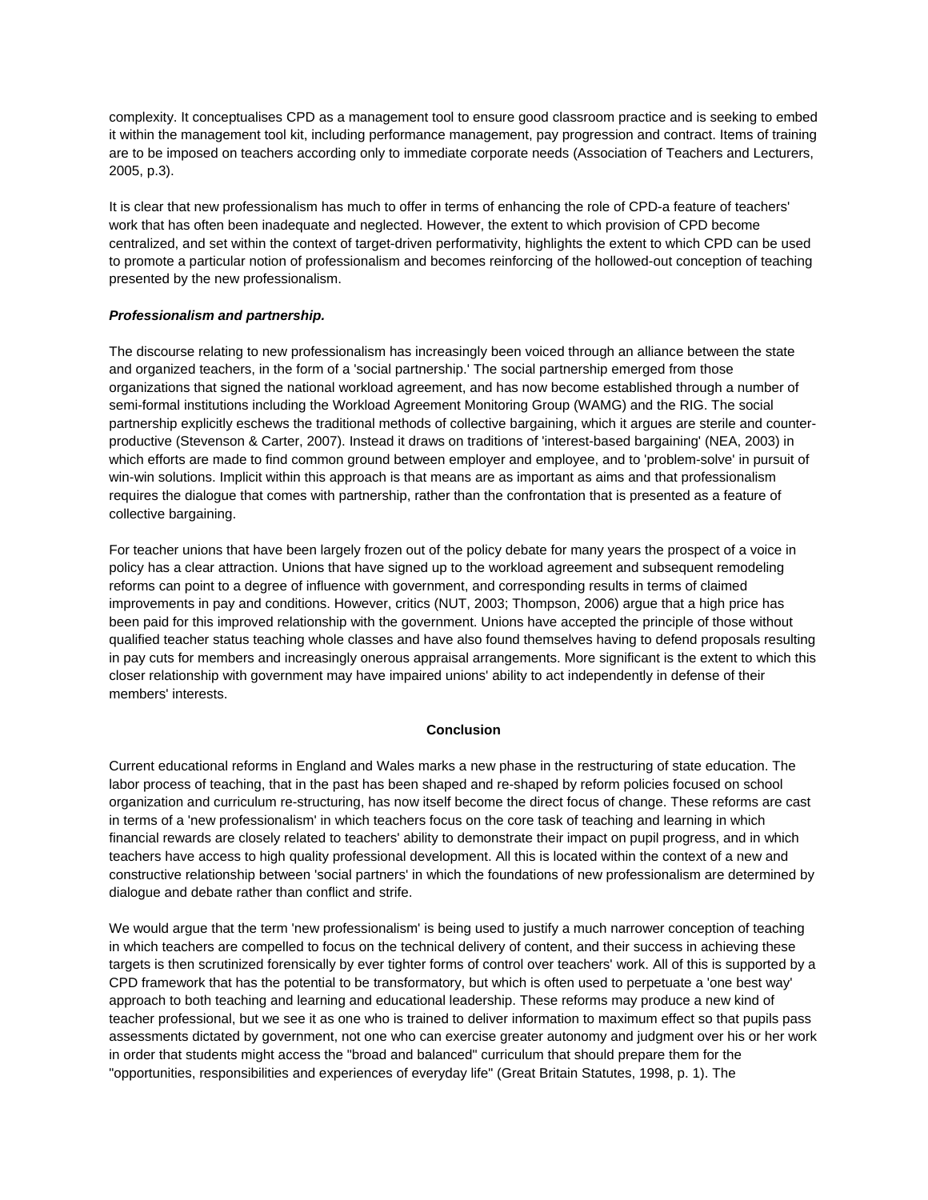complexity. It conceptualises CPD as a management tool to ensure good classroom practice and is seeking to embed it within the management tool kit, including performance management, pay progression and contract. Items of training are to be imposed on teachers according only to immediate corporate needs (Association of Teachers and Lecturers, 2005, p.3).

It is clear that new professionalism has much to offer in terms of enhancing the role of CPD-a feature of teachers' work that has often been inadequate and neglected. However, the extent to which provision of CPD become centralized, and set within the context of target-driven performativity, highlights the extent to which CPD can be used to promote a particular notion of professionalism and becomes reinforcing of the hollowed-out conception of teaching presented by the new professionalism.

***Professionalism and partnership.***

The discourse relating to new professionalism has increasingly been voiced through an alliance between the state and organized teachers, in the form of a 'social partnership.' The social partnership emerged from those organizations that signed the national workload agreement, and has now become established through a number of semi-formal institutions including the Workload Agreement Monitoring Group (WAMG) and the RIG. The social partnership explicitly eschews the traditional methods of collective bargaining, which it argues are sterile and counter-productive (Stevenson & Carter, 2007). Instead it draws on traditions of 'interest-based bargaining' (NEA, 2003) in which efforts are made to find common ground between employer and employee, and to 'problem-solve' in pursuit of win-win solutions. Implicit within this approach is that means are as important as aims and that professionalism requires the dialogue that comes with partnership, rather than the confrontation that is presented as a feature of collective bargaining.

For teacher unions that have been largely frozen out of the policy debate for many years the prospect of a voice in policy has a clear attraction. Unions that have signed up to the workload agreement and subsequent remodeling reforms can point to a degree of influence with government, and corresponding results in terms of claimed improvements in pay and conditions. However, critics (NUT, 2003; Thompson, 2006) argue that a high price has been paid for this improved relationship with the government. Unions have accepted the principle of those without qualified teacher status teaching whole classes and have also found themselves having to defend proposals resulting in pay cuts for members and increasingly onerous appraisal arrangements. More significant is the extent to which this closer relationship with government may have impaired unions' ability to act independently in defense of their members' interests.

## Conclusion

Current educational reforms in England and Wales marks a new phase in the restructuring of state education. The labor process of teaching, that in the past has been shaped and re-shaped by reform policies focused on school organization and curriculum re-structuring, has now itself become the direct focus of change. These reforms are cast in terms of a 'new professionalism' in which teachers focus on the core task of teaching and learning in which financial rewards are closely related to teachers' ability to demonstrate their impact on pupil progress, and in which teachers have access to high quality professional development. All this is located within the context of a new and constructive relationship between 'social partners' in which the foundations of new professionalism are determined by dialogue and debate rather than conflict and strife.

We would argue that the term 'new professionalism' is being used to justify a much narrower conception of teaching in which teachers are compelled to focus on the technical delivery of content, and their success in achieving these targets is then scrutinized forensically by ever tighter forms of control over teachers' work. All of this is supported by a CPD framework that has the potential to be transformatory, but which is often used to perpetuate a 'one best way' approach to both teaching and learning and educational leadership. These reforms may produce a new kind of teacher professional, but we see it as one who is trained to deliver information to maximum effect so that pupils pass assessments dictated by government, not one who can exercise greater autonomy and judgment over his or her work in order that students might access the "broad and balanced" curriculum that should prepare them for the "opportunities, responsibilities and experiences of everyday life" (Great Britain Statutes, 1998, p. 1). The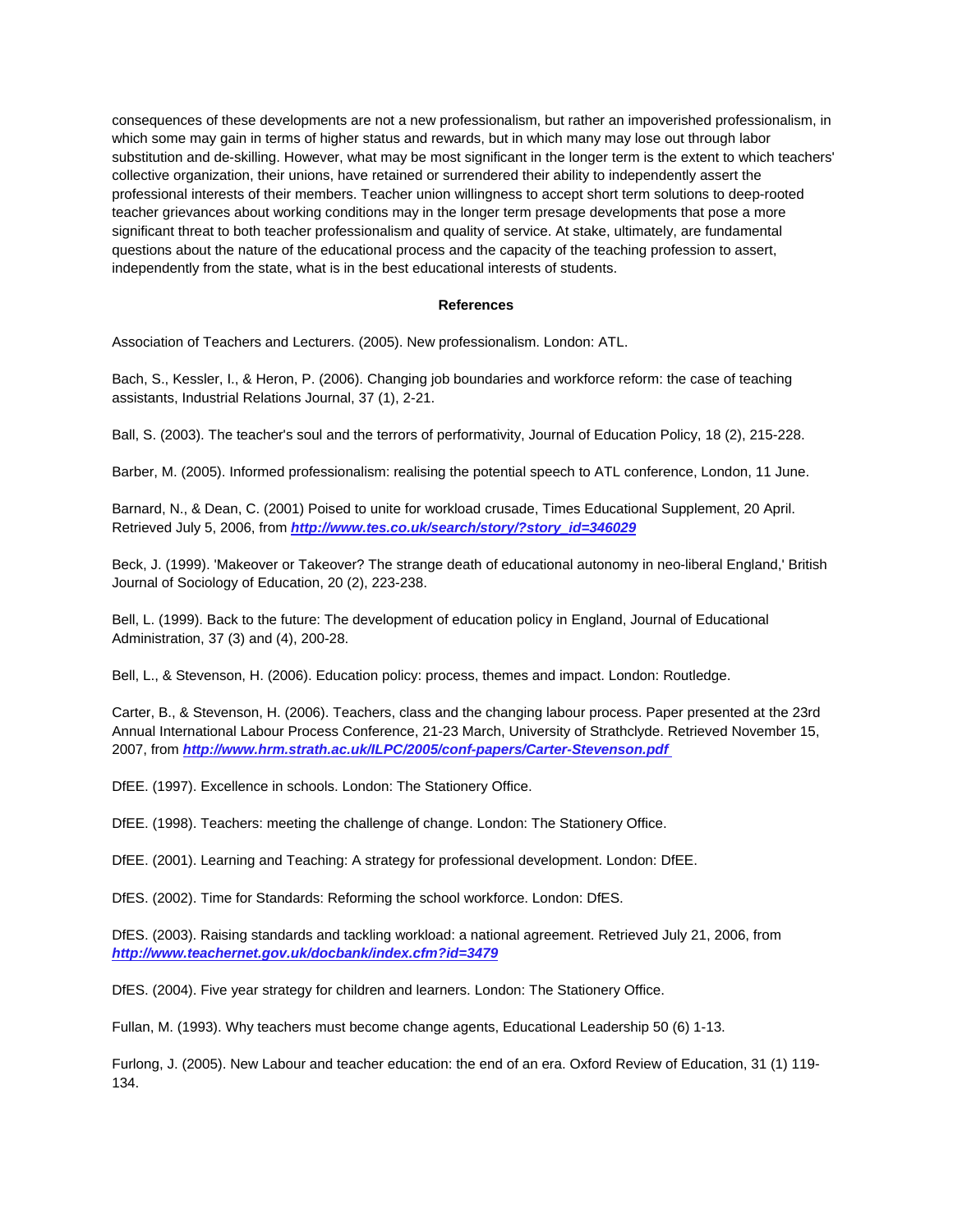consequences of these developments are not a new professionalism, but rather an impoverished professionalism, in which some may gain in terms of higher status and rewards, but in which many may lose out through labor substitution and de-skilling. However, what may be most significant in the longer term is the extent to which teachers' collective organization, their unions, have retained or surrendered their ability to independently assert the professional interests of their members. Teacher union willingness to accept short term solutions to deep-rooted teacher grievances about working conditions may in the longer term presage developments that pose a more significant threat to both teacher professionalism and quality of service. At stake, ultimately, are fundamental questions about the nature of the educational process and the capacity of the teaching profession to assert, independently from the state, what is in the best educational interests of students.

## References

Association of Teachers and Lecturers. (2005). New professionalism. London: ATL.

Bach, S., Kessler, I., & Heron, P. (2006). Changing job boundaries and workforce reform: the case of teaching assistants, Industrial Relations Journal, 37 (1), 2-21.

Ball, S. (2003). The teacher's soul and the terrors of performativity, Journal of Education Policy, 18 (2), 215-228.

Barber, M. (2005). Informed professionalism: realising the potential speech to ATL conference, London, 11 June.

Barnard, N., & Dean, C. (2001) Poised to unite for workload crusade, Times Educational Supplement, 20 April. Retrieved July 5, 2006, from ***http://www.tes.co.uk/search/story/?story_id=346029***

Beck, J. (1999). 'Makeover or Takeover? The strange death of educational autonomy in neo-liberal England,' British Journal of Sociology of Education, 20 (2), 223-238.

Bell, L. (1999). Back to the future: The development of education policy in England, Journal of Educational Administration, 37 (3) and (4), 200-28.

Bell, L., & Stevenson, H. (2006). Education policy: process, themes and impact. London: Routledge.

Carter, B., & Stevenson, H. (2006). Teachers, class and the changing labour process. Paper presented at the 23rd Annual International Labour Process Conference, 21-23 March, University of Strathclyde. Retrieved November 15, 2007, from ***http://www.hrm.strath.ac.uk/ILPC/2005/conf-papers/Carter-Stevenson.pdf***

DfEE. (1997). Excellence in schools. London: The Stationery Office.

DfEE. (1998). Teachers: meeting the challenge of change. London: The Stationery Office.

DfEE. (2001). Learning and Teaching: A strategy for professional development. London: DfEE.

DfES. (2002). Time for Standards: Reforming the school workforce. London: DfES.

DfES. (2003). Raising standards and tackling workload: a national agreement. Retrieved July 21, 2006, from ***http://www.teachernet.gov.uk/docbank/index.cfm?id=3479***

DfES. (2004). Five year strategy for children and learners. London: The Stationery Office.

Fullan, M. (1993). Why teachers must become change agents, Educational Leadership 50 (6) 1-13.

Furlong, J. (2005). New Labour and teacher education: the end of an era. Oxford Review of Education, 31 (1) 119-134.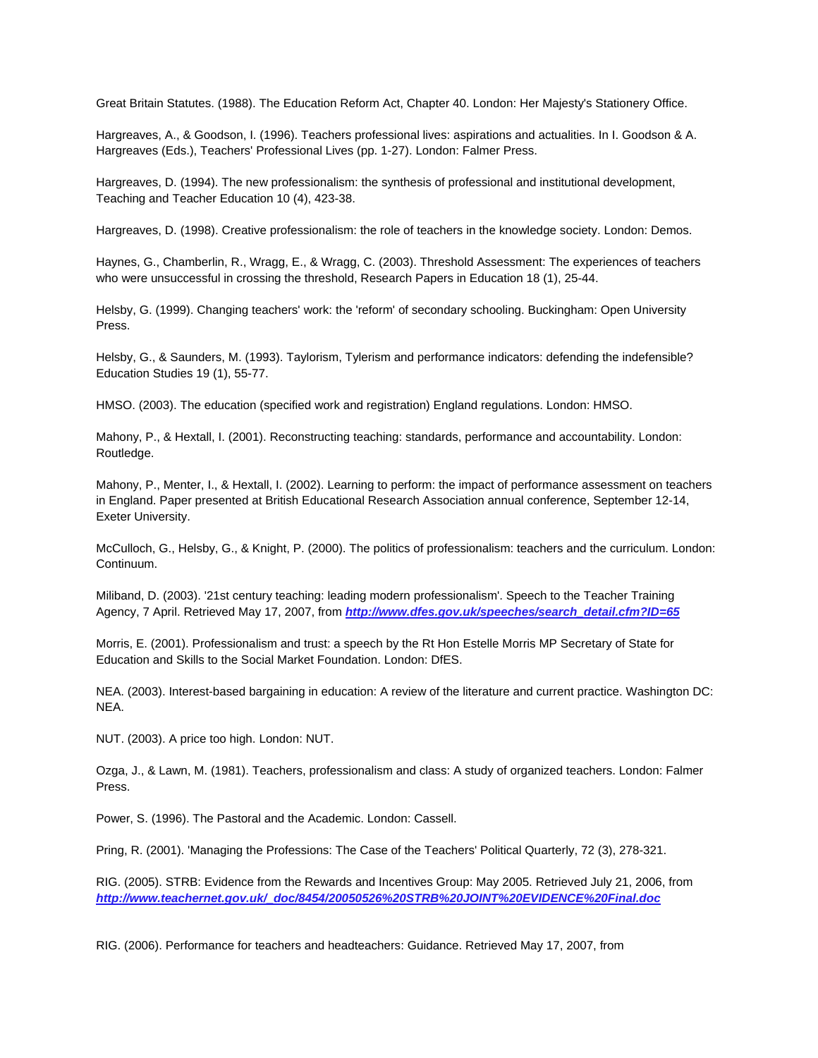Great Britain Statutes. (1988). The Education Reform Act, Chapter 40. London: Her Majesty's Stationery Office.

Hargreaves, A., & Goodson, I. (1996). Teachers professional lives: aspirations and actualities. In I. Goodson & A. Hargreaves (Eds.), Teachers' Professional Lives (pp. 1-27). London: Falmer Press.

Hargreaves, D. (1994). The new professionalism: the synthesis of professional and institutional development, Teaching and Teacher Education 10 (4), 423-38.

Hargreaves, D. (1998). Creative professionalism: the role of teachers in the knowledge society. London: Demos.

Haynes, G., Chamberlin, R., Wragg, E., & Wragg, C. (2003). Threshold Assessment: The experiences of teachers who were unsuccessful in crossing the threshold, Research Papers in Education 18 (1), 25-44.

Helsby, G. (1999). Changing teachers' work: the 'reform' of secondary schooling. Buckingham: Open University Press.

Helsby, G., & Saunders, M. (1993). Taylorism, Tylerism and performance indicators: defending the indefensible? Education Studies 19 (1), 55-77.

HMSO. (2003). The education (specified work and registration) England regulations. London: HMSO.

Mahony, P., & Hextall, I. (2001). Reconstructing teaching: standards, performance and accountability. London: Routledge.

Mahony, P., Menter, I., & Hextall, I. (2002). Learning to perform: the impact of performance assessment on teachers in England. Paper presented at British Educational Research Association annual conference, September 12-14, Exeter University.

McCulloch, G., Helsby, G., & Knight, P. (2000). The politics of professionalism: teachers and the curriculum. London: Continuum.

Miliband, D. (2003). '21st century teaching: leading modern professionalism'. Speech to the Teacher Training Agency, 7 April. Retrieved May 17, 2007, from ***http://www.dfes.gov.uk/speeches/search_detail.cfm?ID=65***

Morris, E. (2001). Professionalism and trust: a speech by the Rt Hon Estelle Morris MP Secretary of State for Education and Skills to the Social Market Foundation. London: DfES.

NEA. (2003). Interest-based bargaining in education: A review of the literature and current practice. Washington DC: NEA.

NUT. (2003). A price too high. London: NUT.

Ozga, J., & Lawn, M. (1981). Teachers, professionalism and class: A study of organized teachers. London: Falmer Press.

Power, S. (1996). The Pastoral and the Academic. London: Cassell.

Pring, R. (2001). 'Managing the Professions: The Case of the Teachers' Political Quarterly, 72 (3), 278-321.

RIG. (2005). STRB: Evidence from the Rewards and Incentives Group: May 2005. Retrieved July 21, 2006, from ***http://www.teachernet.gov.uk/_doc/8454/20050526%20STRB%20JOINT%20EVIDENCE%20Final.doc***

RIG. (2006). Performance for teachers and headteachers: Guidance. Retrieved May 17, 2007, from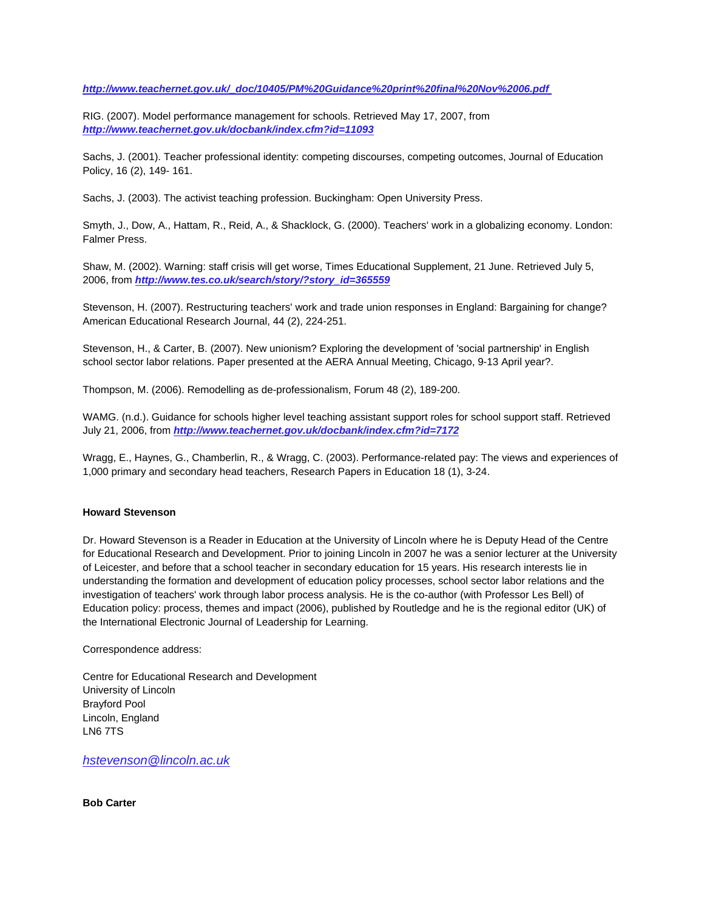*http://www.teachernet.gov.uk/_doc/10405/PM%20Guidance%20print%20final%20Nov%2006.pdf*

RIG. (2007). Model performance management for schools. Retrieved May 17, 2007, from *http://www.teachernet.gov.uk/docbank/index.cfm?id=11093*

Sachs, J. (2001). Teacher professional identity: competing discourses, competing outcomes, Journal of Education Policy, 16 (2), 149- 161.

Sachs, J. (2003). The activist teaching profession. Buckingham: Open University Press.

Smyth, J., Dow, A., Hattam, R., Reid, A., & Shacklock, G. (2000). Teachers' work in a globalizing economy. London: Falmer Press.

Shaw, M. (2002). Warning: staff crisis will get worse, Times Educational Supplement, 21 June. Retrieved July 5, 2006, from *http://www.tes.co.uk/search/story/?story_id=365559*

Stevenson, H. (2007). Restructuring teachers' work and trade union responses in England: Bargaining for change? American Educational Research Journal, 44 (2), 224-251.

Stevenson, H., & Carter, B. (2007). New unionism? Exploring the development of 'social partnership' in English school sector labor relations. Paper presented at the AERA Annual Meeting, Chicago, 9-13 April year?.

Thompson, M. (2006). Remodelling as de-professionalism, Forum 48 (2), 189-200.

WAMG. (n.d.). Guidance for schools higher level teaching assistant support roles for school support staff. Retrieved July 21, 2006, from *http://www.teachernet.gov.uk/docbank/index.cfm?id=7172*

Wragg, E., Haynes, G., Chamberlin, R., & Wragg, C. (2003). Performance-related pay: The views and experiences of 1,000 primary and secondary head teachers, Research Papers in Education 18 (1), 3-24.

**Howard Stevenson**

Dr. Howard Stevenson is a Reader in Education at the University of Lincoln where he is Deputy Head of the Centre for Educational Research and Development. Prior to joining Lincoln in 2007 he was a senior lecturer at the University of Leicester, and before that a school teacher in secondary education for 15 years. His research interests lie in understanding the formation and development of education policy processes, school sector labor relations and the investigation of teachers' work through labor process analysis. He is the co-author (with Professor Les Bell) of Education policy: process, themes and impact (2006), published by Routledge and he is the regional editor (UK) of the International Electronic Journal of Leadership for Learning.

Correspondence address:

Centre for Educational Research and Development
University of Lincoln
Brayford Pool
Lincoln, England
LN6 7TS

*hstevenson@lincoln.ac.uk*

**Bob Carter**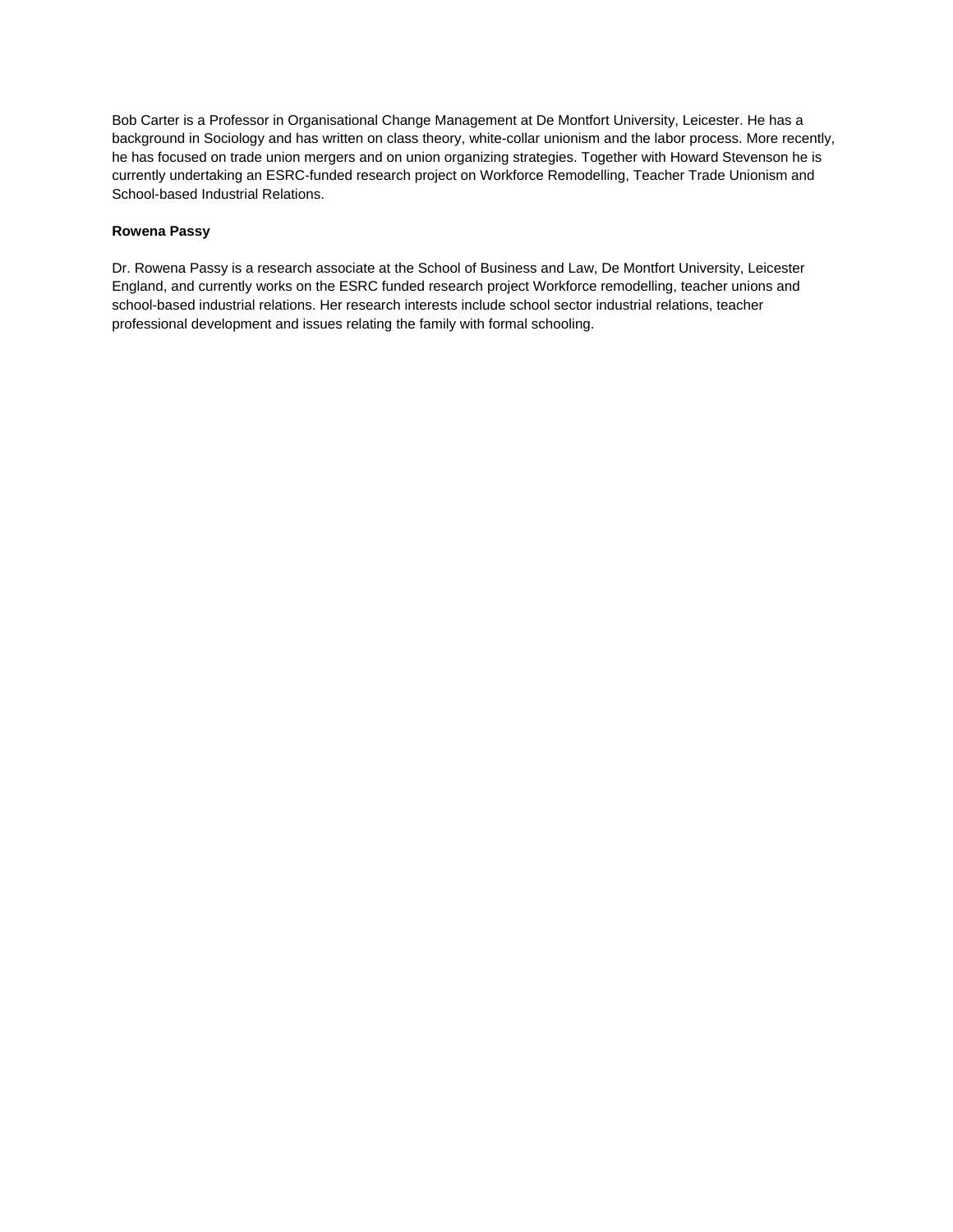Bob Carter is a Professor in Organisational Change Management at De Montfort University, Leicester. He has a background in Sociology and has written on class theory, white-collar unionism and the labor process. More recently, he has focused on trade union mergers and on union organizing strategies. Together with Howard Stevenson he is currently undertaking an ESRC-funded research project on Workforce Remodelling, Teacher Trade Unionism and School-based Industrial Relations.

**Rowena Passy**

Dr. Rowena Passy is a research associate at the School of Business and Law, De Montfort University, Leicester England, and currently works on the ESRC funded research project Workforce remodelling, teacher unions and school-based industrial relations. Her research interests include school sector industrial relations, teacher professional development and issues relating the family with formal schooling.